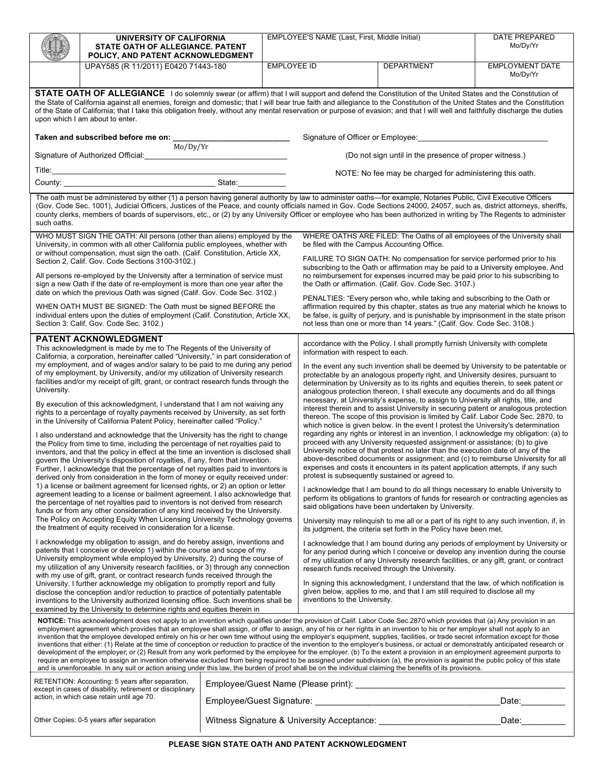| UNIVERSITY OF CALIFORNIA STATE OATH OF ALLEGIANCE. PATENT POLICY, AND PATENT ACKNOWLEDGMENT | EMPLOYEE'S NAME (Last, First, Middle Initial) | | DATE PREPARED Mo/Dy/Yr |
|---|---|---|---|
| UPAY585 (R 11/2011) E0420 71443-180 | EMPLOYEE ID | DEPARTMENT | EMPLOYMENT DATE Mo/Dy/Yr |

**STATE OATH OF ALLEGIANCE** I do solemnly swear (or affirm) that I will support and defend the Constitution of the United States and the Constitution of the State of California against all enemies, foreign and domestic; that I will bear true faith and allegiance to the Constitution of the United States and the Constitution of the State of California; that I take this obligation freely, without any mental reservation or purpose of evasion; and that I will well and faithfully discharge the duties upon which I am about to enter.

**Taken and subscribed before me on:** ___________________________
Mo/Dy/Yr

Signature of Authorized Official: ___________________________

Title: ___________________________

County: ___________________________ State: ___________

Signature of Officer or Employee: ___________________________

(Do not sign until in the presence of proper witness.)

NOTE: No fee may be charged for administering this oath.

The oath must be administered by either (1) a person having general authority by law to administer oaths—for example, Notaries Public, Civil Executive Officers (Gov. Code Sec. 1001), Judicial Officers, Justices of the Peace, and county officials named in Gov. Code Sections 24000, 24057, such as, district attorneys, sheriffs, county clerks, members of boards of supervisors, etc., or (2) by any University Officer or employee who has been authorized in writing by The Regents to administer such oaths.

WHO MUST SIGN THE OATH: All persons (other than aliens) employed by the University, in common with all other California public employees, whether with or without compensation, must sign the oath. (Calif. Constitution, Article XX, Section 2, Calif. Gov. Code Sections 3100-3102.)

All persons re-employed by the University after a termination of service must sign a new Oath if the date of re-employment is more than one year after the date on which the previous Oath was signed (Calif. Gov. Code Sec. 3102.)

WHEN OATH MUST BE SIGNED: The Oath must be signed BEFORE the individual enters upon the duties of employment (Calif. Constitution, Article XX, Section 3: Calif. Gov. Code Sec. 3102.)

WHERE OATHS ARE FILED: The Oaths of all employees of the University shall be filed with the Campus Accounting Office.

FAILURE TO SIGN OATH: No compensation for service performed prior to his subscribing to the Oath or affirmation may be paid to a University employee. And no reimbursement for expenses incurred may be paid prior to his subscribing to the Oath or affirmation. (Calif. Gov. Code Sec. 3107.)

PENALTIES: "Every person who, while taking and subscribing to the Oath or affirmation required by this chapter, states as true any material which he knows to be false, is guilty of perjury, and is punishable by imprisonment in the state prison not less than one or more than 14 years." (Calif. Gov. Code Sec. 3108.)

## PATENT ACKNOWLEDGMENT

This acknowledgment is made by me to The Regents of the University of California, a corporation, hereinafter called "University," in part consideration of my employment, and of wages and/or salary to be paid to me during any period of my employment, by University, and/or my utilization of University research facilities and/or my receipt of gift, grant, or contract research funds through the University.

By execution of this acknowledgment, I understand that I am not waiving any rights to a percentage of royalty payments received by University, as set forth in the University of California Patent Policy, hereinafter called "Policy."

I also understand and acknowledge that the University has the right to change the Policy from time to time, including the percentage of net royalties paid to inventors, and that the policy in effect at the time an invention is disclosed shall govern the University's disposition of royalties, if any, from that invention. Further, I acknowledge that the percentage of net royalties paid to inventors is derived only from consideration in the form of money or equity received under: 1) a license or bailment agreement for licensed rights, or 2) an option or letter agreement leading to a license or bailment agreement. I also acknowledge that the percentage of net royalties paid to inventors is not derived from research funds or from any other consideration of any kind received by the University. The Policy on Accepting Equity When Licensing University Technology governs the treatment of equity received in consideration for a license.

I acknowledge my obligation to assign, and do hereby assign, inventions and patents that I conceive or develop 1) within the course and scope of my University employment while employed by University, 2) during the course of my utilization of any University research facilities, or 3) through any connection with my use of gift, grant, or contract research funds received through the University. I further acknowledge my obligation to promptly report and fully disclose the conception and/or reduction to practice of potentially patentable inventions to the University authorized licensing office. Such inventions shall be examined by the University to determine rights and equities therein in accordance with the Policy. I shall promptly furnish University with complete information with respect to each.

In the event any such invention shall be deemed by University to be patentable or protectable by an analogous property right, and University desires, pursuant to determination by University as to its rights and equities therein, to seek patent or analogous protection thereon, I shall execute any documents and do all things necessary, at University's expense, to assign to University all rights, title, and interest therein and to assist University in securing patent or analogous protection thereon. The scope of this provision is limited by Calif. Labor Code Sec. 2870, to which notice is given below. In the event I protest the University's determination regarding any rights or interest in an invention, I acknowledge my obligation: (a) to proceed with any University requested assignment or assistance; (b) to give University notice of that protest no later than the execution date of any of the above-described documents or assignment; and (c) to reimburse University for all expenses and costs it encounters in its patent application attempts, if any such protest is subsequently sustained or agreed to.

I acknowledge that I am bound to do all things necessary to enable University to perform its obligations to grantors of funds for research or contracting agencies as said obligations have been undertaken by University.

University may relinquish to me all or a part of its right to any such invention, if, in its judgment, the criteria set forth in the Policy have been met.

I acknowledge that I am bound during any periods of employment by University or for any period during which I conceive or develop any invention during the course of my utilization of any University research facilities, or any gift, grant, or contract research funds received through the University.

In signing this acknowledgment, I understand that the law, of which notification is given below, applies to me, and that I am still required to disclose all my inventions to the University.

**NOTICE:** This acknowledgment does not apply to an invention which qualifies under the provision of Calif. Labor Code Sec.2870 which provides that (a) Any provision in an employment agreement which provides that an employee shall assign, or offer to assign, any of his or her rights in an invention to his or her employer shall not apply to an invention that the employee developed entirely on his or her own time without using the employer's equipment, supplies, facilities, or trade secret information except for those inventions that either: (1) Relate at the time of conception or reduction to practice of the invention to the employer's business, or actual or demonstrably anticipated research or development of the employer; or (2) Result from any work performed by the employee for the employer. (b) To the extent a provision in an employment agreement purports to require an employee to assign an invention otherwise excluded from being required to be assigned under subdivision (a), the provision is against the public policy of this state and is unenforceable. In any suit or action arising under this law, the burden of proof shall be on the individual claiming the benefits of its provisions.

RETENTION: Accounting: 5 years after separation, except in cases of disability, retirement or disciplinary action, in which case retain until age 70.

Other Copies: 0-5 years after separation

Employee/Guest Name (Please print): ___________________________

Employee/Guest Signature: ___________________________ Date: _________

Witness Signature & University Acceptance: ___________________________ Date: _________

**PLEASE SIGN STATE OATH AND PATENT ACKNOWLEDGMENT**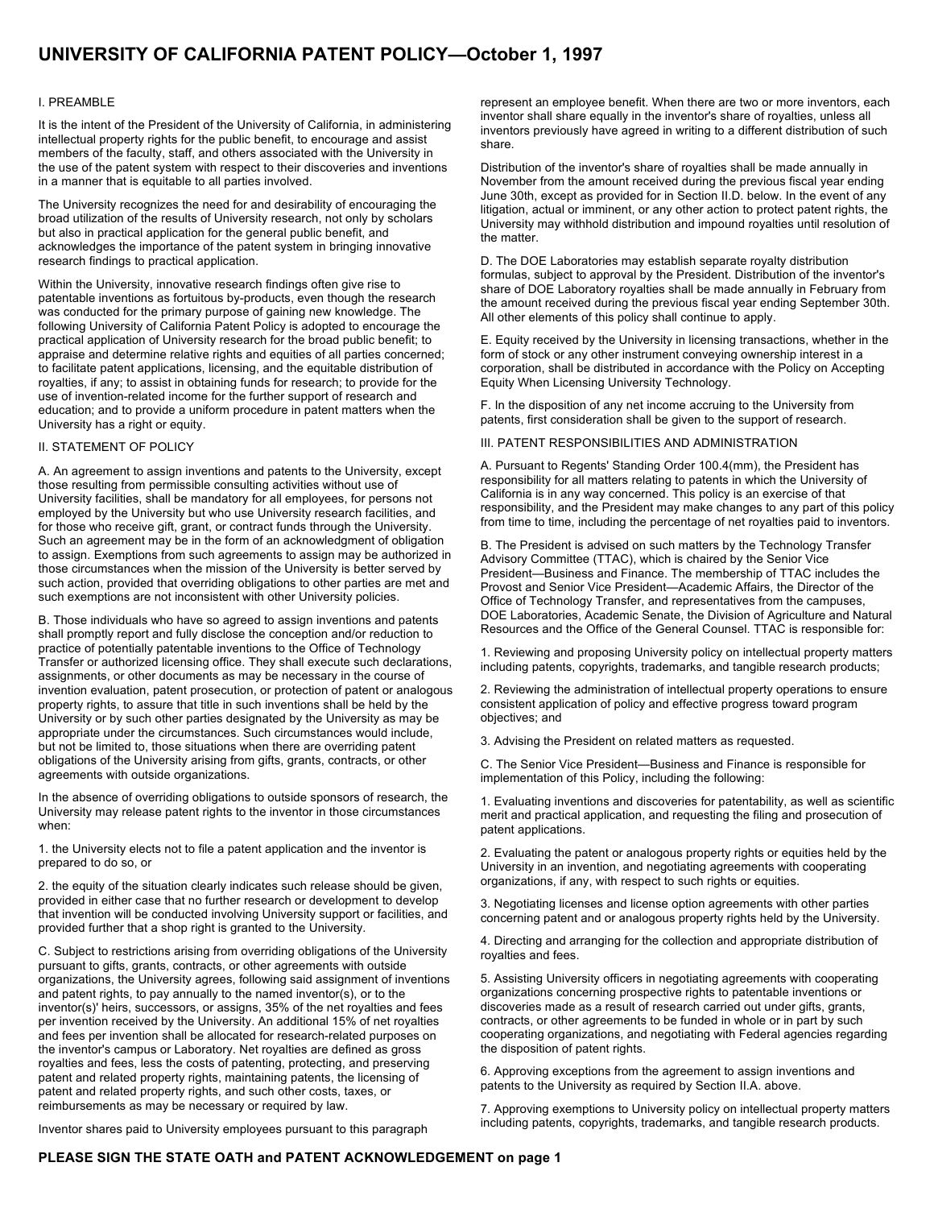# UNIVERSITY OF CALIFORNIA PATENT POLICY—October 1, 1997

## I. PREAMBLE

It is the intent of the President of the University of California, in administering intellectual property rights for the public benefit, to encourage and assist members of the faculty, staff, and others associated with the University in the use of the patent system with respect to their discoveries and inventions in a manner that is equitable to all parties involved.

The University recognizes the need for and desirability of encouraging the broad utilization of the results of University research, not only by scholars but also in practical application for the general public benefit, and acknowledges the importance of the patent system in bringing innovative research findings to practical application.

Within the University, innovative research findings often give rise to patentable inventions as fortuitous by-products, even though the research was conducted for the primary purpose of gaining new knowledge. The following University of California Patent Policy is adopted to encourage the practical application of University research for the broad public benefit; to appraise and determine relative rights and equities of all parties concerned; to facilitate patent applications, licensing, and the equitable distribution of royalties, if any; to assist in obtaining funds for research; to provide for the use of invention-related income for the further support of research and education; and to provide a uniform procedure in patent matters when the University has a right or equity.

## II. STATEMENT OF POLICY

A. An agreement to assign inventions and patents to the University, except those resulting from permissible consulting activities without use of University facilities, shall be mandatory for all employees, for persons not employed by the University but who use University research facilities, and for those who receive gift, grant, or contract funds through the University. Such an agreement may be in the form of an acknowledgment of obligation to assign. Exemptions from such agreements to assign may be authorized in those circumstances when the mission of the University is better served by such action, provided that overriding obligations to other parties are met and such exemptions are not inconsistent with other University policies.

B. Those individuals who have so agreed to assign inventions and patents shall promptly report and fully disclose the conception and/or reduction to practice of potentially patentable inventions to the Office of Technology Transfer or authorized licensing office. They shall execute such declarations, assignments, or other documents as may be necessary in the course of invention evaluation, patent prosecution, or protection of patent or analogous property rights, to assure that title in such inventions shall be held by the University or by such other parties designated by the University as may be appropriate under the circumstances. Such circumstances would include, but not be limited to, those situations when there are overriding patent obligations of the University arising from gifts, grants, contracts, or other agreements with outside organizations.

In the absence of overriding obligations to outside sponsors of research, the University may release patent rights to the inventor in those circumstances when:

1. the University elects not to file a patent application and the inventor is prepared to do so, or

2. the equity of the situation clearly indicates such release should be given, provided in either case that no further research or development to develop that invention will be conducted involving University support or facilities, and provided further that a shop right is granted to the University.

C. Subject to restrictions arising from overriding obligations of the University pursuant to gifts, grants, contracts, or other agreements with outside organizations, the University agrees, following said assignment of inventions and patent rights, to pay annually to the named inventor(s), or to the inventor(s)' heirs, successors, or assigns, 35% of the net royalties and fees per invention received by the University. An additional 15% of net royalties and fees per invention shall be allocated for research-related purposes on the inventor's campus or Laboratory. Net royalties are defined as gross royalties and fees, less the costs of patenting, protecting, and preserving patent and related property rights, maintaining patents, the licensing of patent and related property rights, and such other costs, taxes, or reimbursements as may be necessary or required by law.

Inventor shares paid to University employees pursuant to this paragraph represent an employee benefit. When there are two or more inventors, each inventor shall share equally in the inventor's share of royalties, unless all inventors previously have agreed in writing to a different distribution of such share.

Distribution of the inventor's share of royalties shall be made annually in November from the amount received during the previous fiscal year ending June 30th, except as provided for in Section II.D. below. In the event of any litigation, actual or imminent, or any other action to protect patent rights, the University may withhold distribution and impound royalties until resolution of the matter.

D. The DOE Laboratories may establish separate royalty distribution formulas, subject to approval by the President. Distribution of the inventor's share of DOE Laboratory royalties shall be made annually in February from the amount received during the previous fiscal year ending September 30th. All other elements of this policy shall continue to apply.

E. Equity received by the University in licensing transactions, whether in the form of stock or any other instrument conveying ownership interest in a corporation, shall be distributed in accordance with the Policy on Accepting Equity When Licensing University Technology.

F. In the disposition of any net income accruing to the University from patents, first consideration shall be given to the support of research.

## III. PATENT RESPONSIBILITIES AND ADMINISTRATION

A. Pursuant to Regents' Standing Order 100.4(mm), the President has responsibility for all matters relating to patents in which the University of California is in any way concerned. This policy is an exercise of that responsibility, and the President may make changes to any part of this policy from time to time, including the percentage of net royalties paid to inventors.

B. The President is advised on such matters by the Technology Transfer Advisory Committee (TTAC), which is chaired by the Senior Vice President—Business and Finance. The membership of TTAC includes the Provost and Senior Vice President—Academic Affairs, the Director of the Office of Technology Transfer, and representatives from the campuses, DOE Laboratories, Academic Senate, the Division of Agriculture and Natural Resources and the Office of the General Counsel. TTAC is responsible for:

1. Reviewing and proposing University policy on intellectual property matters including patents, copyrights, trademarks, and tangible research products;

2. Reviewing the administration of intellectual property operations to ensure consistent application of policy and effective progress toward program objectives; and

3. Advising the President on related matters as requested.

C. The Senior Vice President—Business and Finance is responsible for implementation of this Policy, including the following:

1. Evaluating inventions and discoveries for patentability, as well as scientific merit and practical application, and requesting the filing and prosecution of patent applications.

2. Evaluating the patent or analogous property rights or equities held by the University in an invention, and negotiating agreements with cooperating organizations, if any, with respect to such rights or equities.

3. Negotiating licenses and license option agreements with other parties concerning patent and or analogous property rights held by the University.

4. Directing and arranging for the collection and appropriate distribution of royalties and fees.

5. Assisting University officers in negotiating agreements with cooperating organizations concerning prospective rights to patentable inventions or discoveries made as a result of research carried out under gifts, grants, contracts, or other agreements to be funded in whole or in part by such cooperating organizations, and negotiating with Federal agencies regarding the disposition of patent rights.

6. Approving exceptions from the agreement to assign inventions and patents to the University as required by Section II.A. above.

7. Approving exemptions to University policy on intellectual property matters including patents, copyrights, trademarks, and tangible research products.

**PLEASE SIGN THE STATE OATH and PATENT ACKNOWLEDGEMENT on page 1**